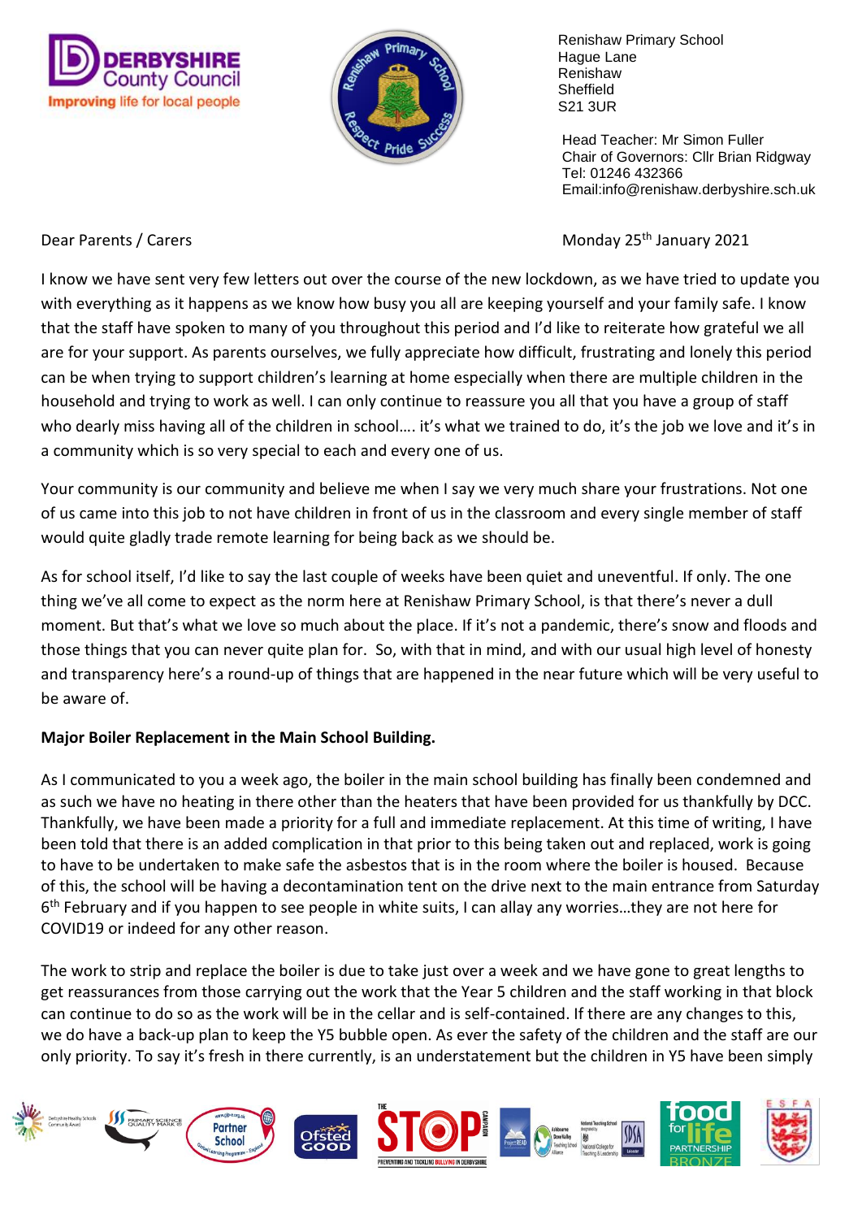DERBYSHIRE County Council
Improving life for local people

Renishaw Primary School
Respect Pride Success

Renishaw Primary School
Hague Lane
Renishaw
Sheffield
S21 3UR

Head Teacher: Mr Simon Fuller
Chair of Governors: Cllr Brian Ridgway
Tel: 01246 432366
Email:info@renishaw.derbyshire.sch.uk

Dear Parents / Carers

Monday 25th January 2021

I know we have sent very few letters out over the course of the new lockdown, as we have tried to update you with everything as it happens as we know how busy you all are keeping yourself and your family safe. I know that the staff have spoken to many of you throughout this period and I'd like to reiterate how grateful we all are for your support. As parents ourselves, we fully appreciate how difficult, frustrating and lonely this period can be when trying to support children's learning at home especially when there are multiple children in the household and trying to work as well. I can only continue to reassure you all that you have a group of staff who dearly miss having all of the children in school…. it's what we trained to do, it's the job we love and it's in a community which is so very special to each and every one of us.

Your community is our community and believe me when I say we very much share your frustrations. Not one of us came into this job to not have children in front of us in the classroom and every single member of staff would quite gladly trade remote learning for being back as we should be.

As for school itself, I'd like to say the last couple of weeks have been quiet and uneventful. If only. The one thing we've all come to expect as the norm here at Renishaw Primary School, is that there's never a dull moment. But that's what we love so much about the place. If it's not a pandemic, there's snow and floods and those things that you can never quite plan for. So, with that in mind, and with our usual high level of honesty and transparency here's a round-up of things that are happened in the near future which will be very useful to be aware of.

**Major Boiler Replacement in the Main School Building.**

As I communicated to you a week ago, the boiler in the main school building has finally been condemned and as such we have no heating in there other than the heaters that have been provided for us thankfully by DCC. Thankfully, we have been made a priority for a full and immediate replacement. At this time of writing, I have been told that there is an added complication in that prior to this being taken out and replaced, work is going to have to be undertaken to make safe the asbestos that is in the room where the boiler is housed. Because of this, the school will be having a decontamination tent on the drive next to the main entrance from Saturday 6th February and if you happen to see people in white suits, I can allay any worries…they are not here for COVID19 or indeed for any other reason.

The work to strip and replace the boiler is due to take just over a week and we have gone to great lengths to get reassurances from those carrying out the work that the Year 5 children and the staff working in that block can continue to do so as the work will be in the cellar and is self-contained. If there are any changes to this, we do have a back-up plan to keep the Y5 bubble open. As ever the safety of the children and the staff are our only priority. To say it's fresh in there currently, is an understatement but the children in Y5 have been simply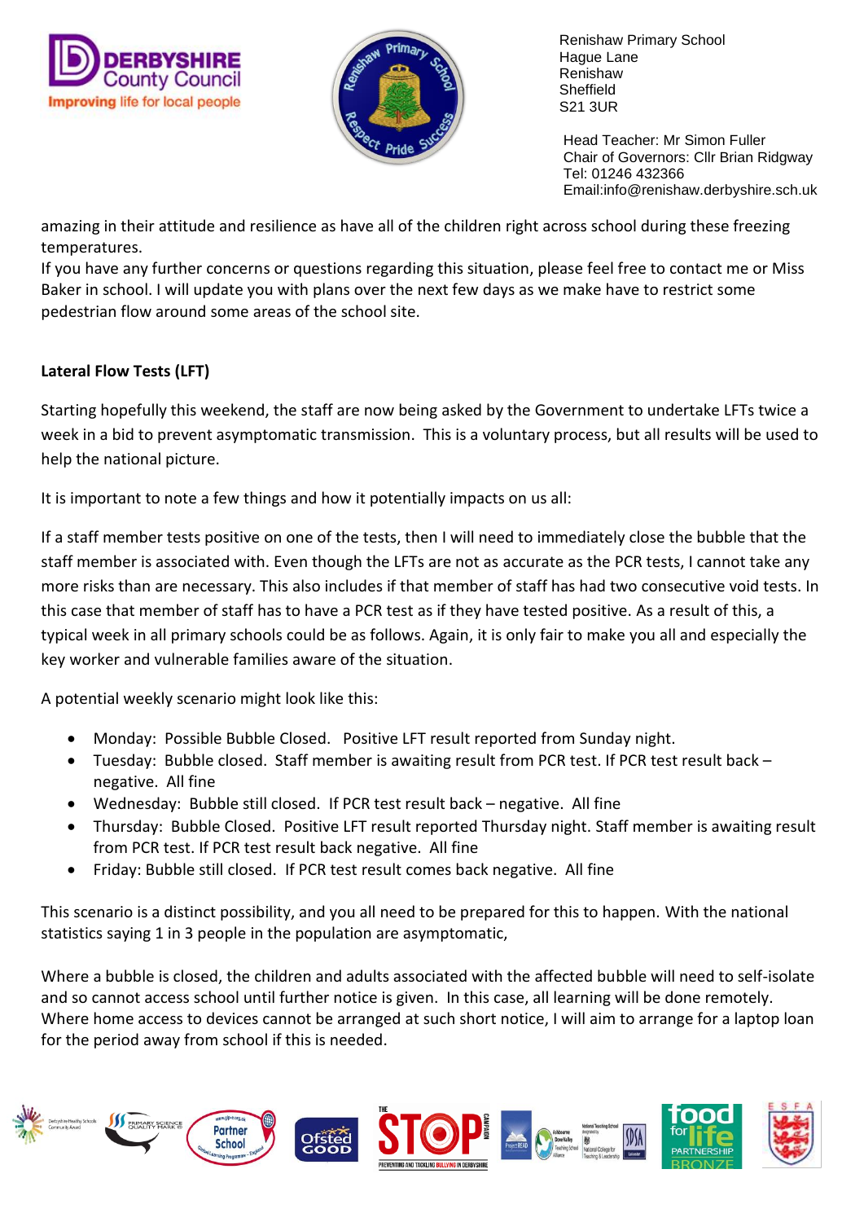amazing in their attitude and resilience as have all of the children right across school during these freezing temperatures.
If you have any further concerns or questions regarding this situation, please feel free to contact me or Miss Baker in school. I will update you with plans over the next few days as we make have to restrict some pedestrian flow around some areas of the school site.

**Lateral Flow Tests (LFT)**

Starting hopefully this weekend, the staff are now being asked by the Government to undertake LFTs twice a week in a bid to prevent asymptomatic transmission. This is a voluntary process, but all results will be used to help the national picture.

It is important to note a few things and how it potentially impacts on us all:

If a staff member tests positive on one of the tests, then I will need to immediately close the bubble that the staff member is associated with. Even though the LFTs are not as accurate as the PCR tests, I cannot take any more risks than are necessary. This also includes if that member of staff has had two consecutive void tests. In this case that member of staff has to have a PCR test as if they have tested positive. As a result of this, a typical week in all primary schools could be as follows. Again, it is only fair to make you all and especially the key worker and vulnerable families aware of the situation.

A potential weekly scenario might look like this:

- Monday: Possible Bubble Closed. Positive LFT result reported from Sunday night.
- Tuesday: Bubble closed. Staff member is awaiting result from PCR test. If PCR test result back – negative. All fine
- Wednesday: Bubble still closed. If PCR test result back – negative. All fine
- Thursday: Bubble Closed. Positive LFT result reported Thursday night. Staff member is awaiting result from PCR test. If PCR test result back negative. All fine
- Friday: Bubble still closed. If PCR test result comes back negative. All fine

This scenario is a distinct possibility, and you all need to be prepared for this to happen. With the national statistics saying 1 in 3 people in the population are asymptomatic,

Where a bubble is closed, the children and adults associated with the affected bubble will need to self-isolate and so cannot access school until further notice is given. In this case, all learning will be done remotely. Where home access to devices cannot be arranged at such short notice, I will aim to arrange for a laptop loan for the period away from school if this is needed.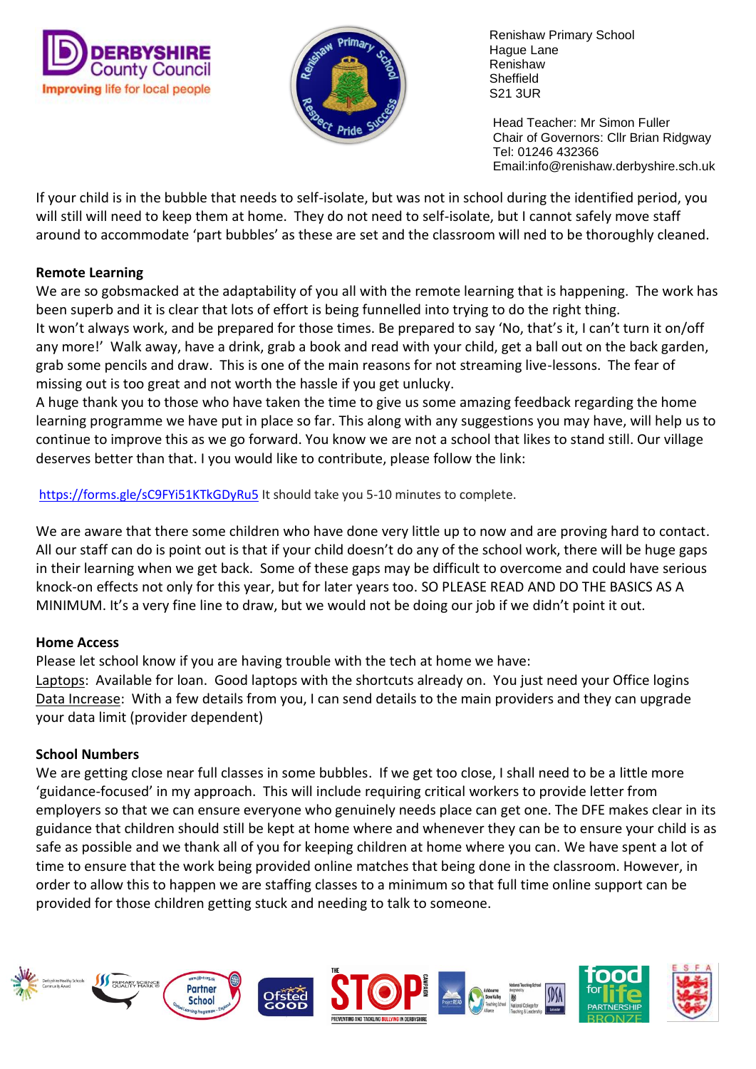Renishaw Primary School
Hague Lane
Renishaw
Sheffield
S21 3UR

Head Teacher: Mr Simon Fuller
Chair of Governors: Cllr Brian Ridgway
Tel: 01246 432366
Email:info@renishaw.derbyshire.sch.uk

If your child is in the bubble that needs to self-isolate, but was not in school during the identified period, you will still will need to keep them at home. They do not need to self-isolate, but I cannot safely move staff around to accommodate 'part bubbles' as these are set and the classroom will ned to be thoroughly cleaned.

**Remote Learning**

We are so gobsmacked at the adaptability of you all with the remote learning that is happening. The work has been superb and it is clear that lots of effort is being funnelled into trying to do the right thing.
It won't always work, and be prepared for those times. Be prepared to say 'No, that's it, I can't turn it on/off any more!' Walk away, have a drink, grab a book and read with your child, get a ball out on the back garden, grab some pencils and draw. This is one of the main reasons for not streaming live-lessons. The fear of missing out is too great and not worth the hassle if you get unlucky.
A huge thank you to those who have taken the time to give us some amazing feedback regarding the home learning programme we have put in place so far. This along with any suggestions you may have, will help us to continue to improve this as we go forward. You know we are not a school that likes to stand still. Our village deserves better than that. I you would like to contribute, please follow the link:

https://forms.gle/sC9FYi51KTkGDyRu5 It should take you 5-10 minutes to complete.

We are aware that there some children who have done very little up to now and are proving hard to contact. All our staff can do is point out is that if your child doesn't do any of the school work, there will be huge gaps in their learning when we get back. Some of these gaps may be difficult to overcome and could have serious knock-on effects not only for this year, but for later years too. SO PLEASE READ AND DO THE BASICS AS A MINIMUM. It's a very fine line to draw, but we would not be doing our job if we didn't point it out.

**Home Access**

Please let school know if you are having trouble with the tech at home we have:
Laptops: Available for loan. Good laptops with the shortcuts already on. You just need your Office logins
Data Increase: With a few details from you, I can send details to the main providers and they can upgrade your data limit (provider dependent)

**School Numbers**

We are getting close near full classes in some bubbles. If we get too close, I shall need to be a little more 'guidance-focused' in my approach. This will include requiring critical workers to provide letter from employers so that we can ensure everyone who genuinely needs place can get one. The DFE makes clear in its guidance that children should still be kept at home where and whenever they can be to ensure your child is as safe as possible and we thank all of you for keeping children at home where you can. We have spent a lot of time to ensure that the work being provided online matches that being done in the classroom. However, in order to allow this to happen we are staffing classes to a minimum so that full time online support can be provided for those children getting stuck and needing to talk to someone.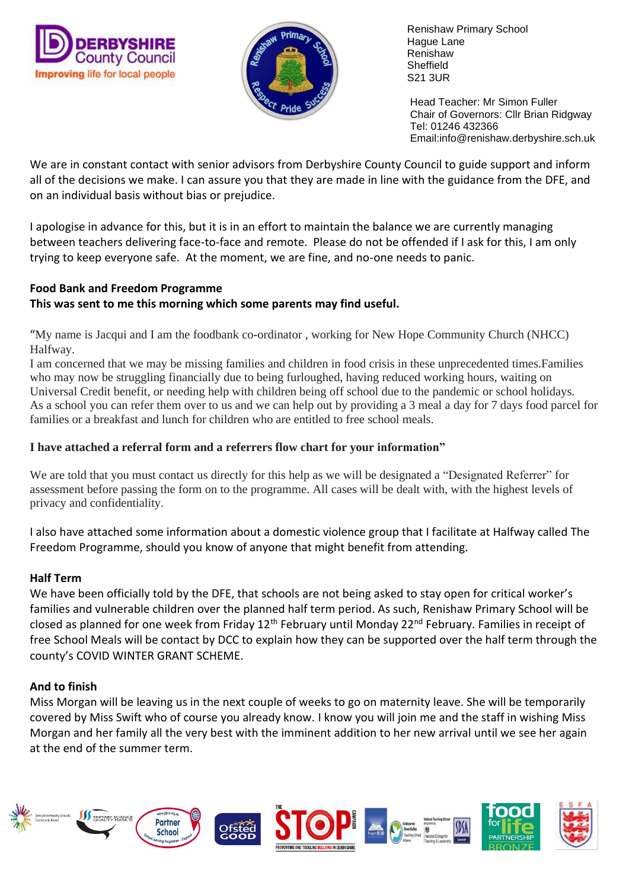We are in constant contact with senior advisors from Derbyshire County Council to guide support and inform all of the decisions we make. I can assure you that they are made in line with the guidance from the DFE, and on an individual basis without bias or prejudice.

I apologise in advance for this, but it is in an effort to maintain the balance we are currently managing between teachers delivering face-to-face and remote. Please do not be offended if I ask for this, I am only trying to keep everyone safe. At the moment, we are fine, and no-one needs to panic.

**Food Bank and Freedom Programme**
**This was sent to me this morning which some parents may find useful.**

"My name is Jacqui and I am the foodbank co-ordinator , working for New Hope Community Church (NHCC) Halfway.
I am concerned that we may be missing families and children in food crisis in these unprecedented times.Families who may now be struggling financially due to being furloughed, having reduced working hours, waiting on Universal Credit benefit, or needing help with children being off school due to the pandemic or school holidays.
As a school you can refer them over to us and we can help out by providing a 3 meal a day for 7 days food parcel for families or a breakfast and lunch for children who are entitled to free school meals.

**I have attached a referral form and a referrers flow chart for your information"**

We are told that you must contact us directly for this help as we will be designated a "Designated Referrer" for assessment before passing the form on to the programme. All cases will be dealt with, with the highest levels of privacy and confidentiality.

I also have attached some information about a domestic violence group that I facilitate at Halfway called The Freedom Programme, should you know of anyone that might benefit from attending.

**Half Term**
We have been officially told by the DFE, that schools are not being asked to stay open for critical worker's families and vulnerable children over the planned half term period. As such, Renishaw Primary School will be closed as planned for one week from Friday 12th February until Monday 22nd February. Families in receipt of free School Meals will be contact by DCC to explain how they can be supported over the half term through the county's COVID WINTER GRANT SCHEME.

**And to finish**
Miss Morgan will be leaving us in the next couple of weeks to go on maternity leave. She will be temporarily covered by Miss Swift who of course you already know. I know you will join me and the staff in wishing Miss Morgan and her family all the very best with the imminent addition to her new arrival until we see her again at the end of the summer term.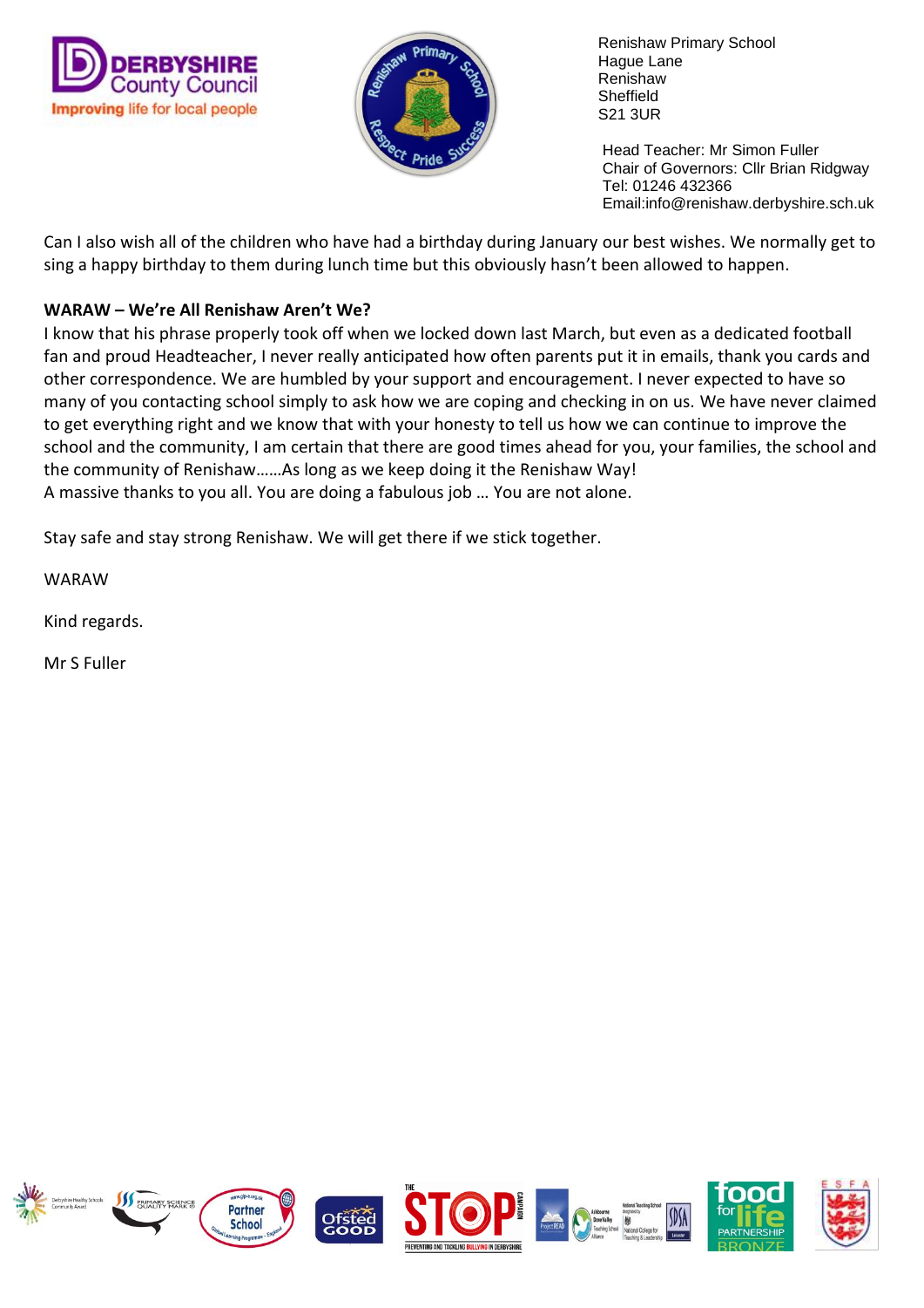Renishaw Primary School
Hague Lane
Renishaw
Sheffield
S21 3UR

Head Teacher: Mr Simon Fuller
Chair of Governors: Cllr Brian Ridgway
Tel: 01246 432366
Email:info@renishaw.derbyshire.sch.uk

Can I also wish all of the children who have had a birthday during January our best wishes. We normally get to sing a happy birthday to them during lunch time but this obviously hasn't been allowed to happen.

**WARAW – We're All Renishaw Aren't We?**

I know that his phrase properly took off when we locked down last March, but even as a dedicated football fan and proud Headteacher, I never really anticipated how often parents put it in emails, thank you cards and other correspondence. We are humbled by your support and encouragement. I never expected to have so many of you contacting school simply to ask how we are coping and checking in on us. We have never claimed to get everything right and we know that with your honesty to tell us how we can continue to improve the school and the community, I am certain that there are good times ahead for you, your families, the school and the community of Renishaw……As long as we keep doing it the Renishaw Way!
A massive thanks to you all. You are doing a fabulous job … You are not alone.

Stay safe and stay strong Renishaw. We will get there if we stick together.

WARAW

Kind regards.

Mr S Fuller